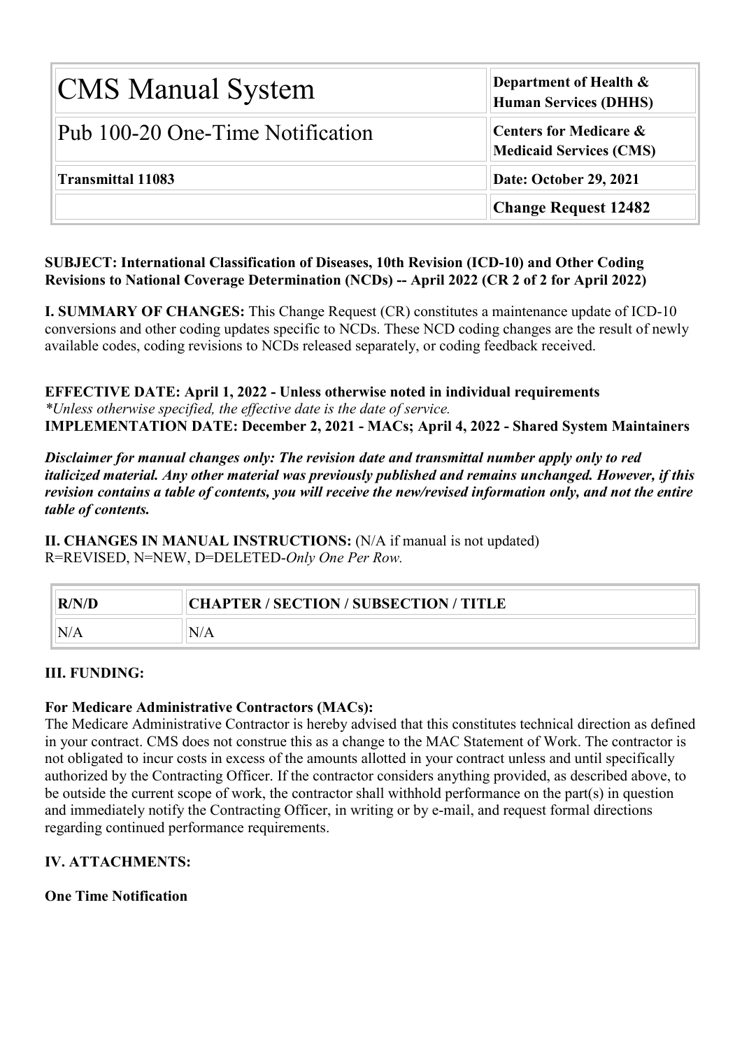| CMS Manual System | Department of Health & Human Services (DHHS) |
|---|---|
| Pub 100-20 One-Time Notification | Centers for Medicare & Medicaid Services (CMS) |
| **Transmittal 11083** | **Date: October 29, 2021** |
| | **Change Request 12482** |

**SUBJECT: International Classification of Diseases, 10th Revision (ICD-10) and Other Coding Revisions to National Coverage Determination (NCDs) -- April 2022 (CR 2 of 2 for April 2022)**

**I. SUMMARY OF CHANGES:** This Change Request (CR) constitutes a maintenance update of ICD-10 conversions and other coding updates specific to NCDs. These NCD coding changes are the result of newly available codes, coding revisions to NCDs released separately, or coding feedback received.

**EFFECTIVE DATE: April 1, 2022 - Unless otherwise noted in individual requirements**
*\*Unless otherwise specified, the effective date is the date of service.*
**IMPLEMENTATION DATE: December 2, 2021 - MACs; April 4, 2022 - Shared System Maintainers**

***Disclaimer for manual changes only: The revision date and transmittal number apply only to red italicized material. Any other material was previously published and remains unchanged. However, if this revision contains a table of contents, you will receive the new/revised information only, and not the entire table of contents.***

**II. CHANGES IN MANUAL INSTRUCTIONS:** (N/A if manual is not updated)
R=REVISED, N=NEW, D=DELETED-*Only One Per Row.*

| R/N/D | CHAPTER / SECTION / SUBSECTION / TITLE |
|---|---|
| N/A | N/A |

**III. FUNDING:**

**For Medicare Administrative Contractors (MACs):**
The Medicare Administrative Contractor is hereby advised that this constitutes technical direction as defined in your contract. CMS does not construe this as a change to the MAC Statement of Work. The contractor is not obligated to incur costs in excess of the amounts allotted in your contract unless and until specifically authorized by the Contracting Officer. If the contractor considers anything provided, as described above, to be outside the current scope of work, the contractor shall withhold performance on the part(s) in question and immediately notify the Contracting Officer, in writing or by e-mail, and request formal directions regarding continued performance requirements.

**IV. ATTACHMENTS:**

**One Time Notification**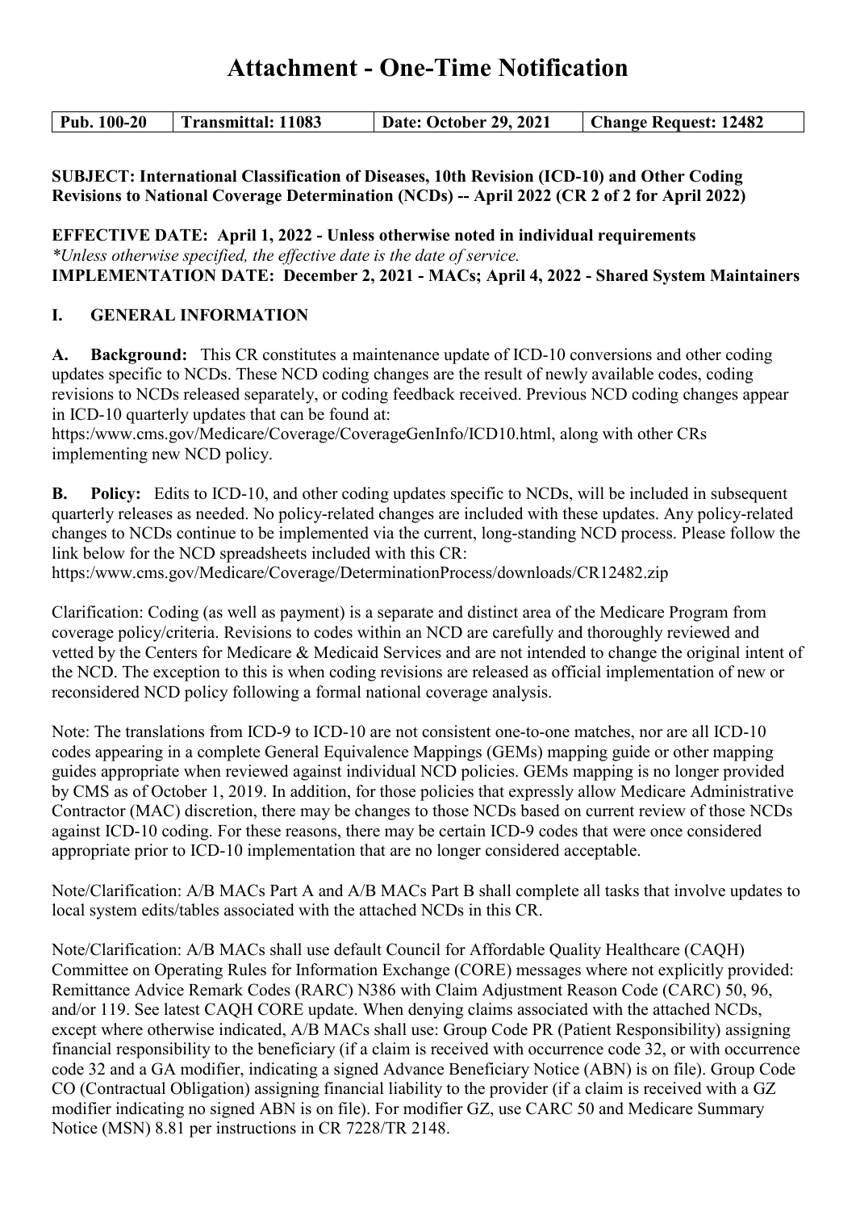# Attachment - One-Time Notification

| Pub. 100-20 | Transmittal: 11083 | Date: October 29, 2021 | Change Request: 12482 |
|---|---|---|---|

**SUBJECT: International Classification of Diseases, 10th Revision (ICD-10) and Other Coding Revisions to National Coverage Determination (NCDs) -- April 2022 (CR 2 of 2 for April 2022)**

**EFFECTIVE DATE: April 1, 2022 - Unless otherwise noted in individual requirements**
*\*Unless otherwise specified, the effective date is the date of service.*
**IMPLEMENTATION DATE: December 2, 2021 - MACs; April 4, 2022 - Shared System Maintainers**

## I. GENERAL INFORMATION

**A. Background:** This CR constitutes a maintenance update of ICD-10 conversions and other coding updates specific to NCDs. These NCD coding changes are the result of newly available codes, coding revisions to NCDs released separately, or coding feedback received. Previous NCD coding changes appear in ICD-10 quarterly updates that can be found at: https:/www.cms.gov/Medicare/Coverage/CoverageGenInfo/ICD10.html, along with other CRs implementing new NCD policy.

**B. Policy:** Edits to ICD-10, and other coding updates specific to NCDs, will be included in subsequent quarterly releases as needed. No policy-related changes are included with these updates. Any policy-related changes to NCDs continue to be implemented via the current, long-standing NCD process. Please follow the link below for the NCD spreadsheets included with this CR: https:/www.cms.gov/Medicare/Coverage/DeterminationProcess/downloads/CR12482.zip

Clarification: Coding (as well as payment) is a separate and distinct area of the Medicare Program from coverage policy/criteria. Revisions to codes within an NCD are carefully and thoroughly reviewed and vetted by the Centers for Medicare & Medicaid Services and are not intended to change the original intent of the NCD. The exception to this is when coding revisions are released as official implementation of new or reconsidered NCD policy following a formal national coverage analysis.

Note: The translations from ICD-9 to ICD-10 are not consistent one-to-one matches, nor are all ICD-10 codes appearing in a complete General Equivalence Mappings (GEMs) mapping guide or other mapping guides appropriate when reviewed against individual NCD policies. GEMs mapping is no longer provided by CMS as of October 1, 2019. In addition, for those policies that expressly allow Medicare Administrative Contractor (MAC) discretion, there may be changes to those NCDs based on current review of those NCDs against ICD-10 coding. For these reasons, there may be certain ICD-9 codes that were once considered appropriate prior to ICD-10 implementation that are no longer considered acceptable.

Note/Clarification: A/B MACs Part A and A/B MACs Part B shall complete all tasks that involve updates to local system edits/tables associated with the attached NCDs in this CR.

Note/Clarification: A/B MACs shall use default Council for Affordable Quality Healthcare (CAQH) Committee on Operating Rules for Information Exchange (CORE) messages where not explicitly provided: Remittance Advice Remark Codes (RARC) N386 with Claim Adjustment Reason Code (CARC) 50, 96, and/or 119. See latest CAQH CORE update. When denying claims associated with the attached NCDs, except where otherwise indicated, A/B MACs shall use: Group Code PR (Patient Responsibility) assigning financial responsibility to the beneficiary (if a claim is received with occurrence code 32, or with occurrence code 32 and a GA modifier, indicating a signed Advance Beneficiary Notice (ABN) is on file). Group Code CO (Contractual Obligation) assigning financial liability to the provider (if a claim is received with a GZ modifier indicating no signed ABN is on file). For modifier GZ, use CARC 50 and Medicare Summary Notice (MSN) 8.81 per instructions in CR 7228/TR 2148.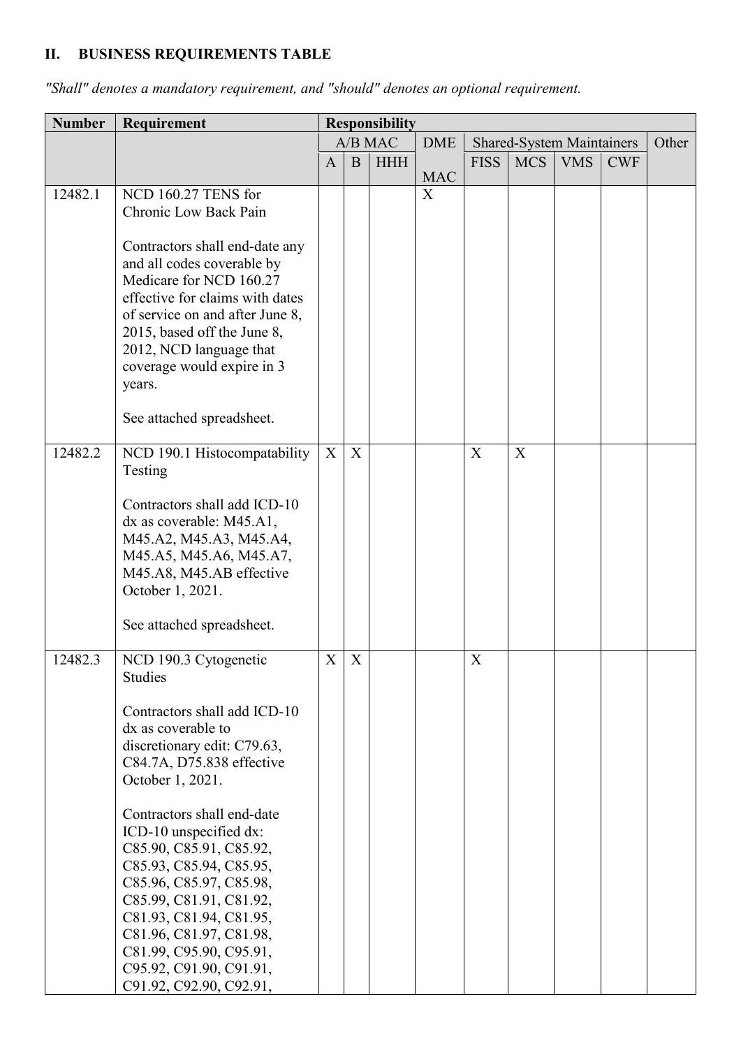## II. BUSINESS REQUIREMENTS TABLE

*"Shall" denotes a mandatory requirement, and "should" denotes an optional requirement.*

| Number | Requirement | Responsibility | | | | | | | | |
|---|---|---|---|---|---|---|---|---|---|---|
| | | A/B MAC | | | DME MAC | Shared-System Maintainers | | | | Other |
| | | A | B | HHH | | FISS | MCS | VMS | CWF | |
| 12482.1 | NCD 160.27 TENS for Chronic Low Back Pain<br><br>Contractors shall end-date any and all codes coverable by Medicare for NCD 160.27 effective for claims with dates of service on and after June 8, 2015, based off the June 8, 2012, NCD language that coverage would expire in 3 years.<br><br>See attached spreadsheet. | | | | X | | | | | |
| 12482.2 | NCD 190.1 Histocompatability Testing<br><br>Contractors shall add ICD-10 dx as coverable: M45.A1, M45.A2, M45.A3, M45.A4, M45.A5, M45.A6, M45.A7, M45.A8, M45.AB effective October 1, 2021.<br><br>See attached spreadsheet. | X | X | | | X | X | | | |
| 12482.3 | NCD 190.3 Cytogenetic Studies<br><br>Contractors shall add ICD-10 dx as coverable to discretionary edit: C79.63, C84.7A, D75.838 effective October 1, 2021.<br><br>Contractors shall end-date ICD-10 unspecified dx: C85.90, C85.91, C85.92, C85.93, C85.94, C85.95, C85.96, C85.97, C85.98, C85.99, C81.91, C81.92, C81.93, C81.94, C81.95, C81.96, C81.97, C81.98, C81.99, C95.90, C95.91, C95.92, C91.90, C91.91, C91.92, C92.90, C92.91, | X | X | | | X | | | | |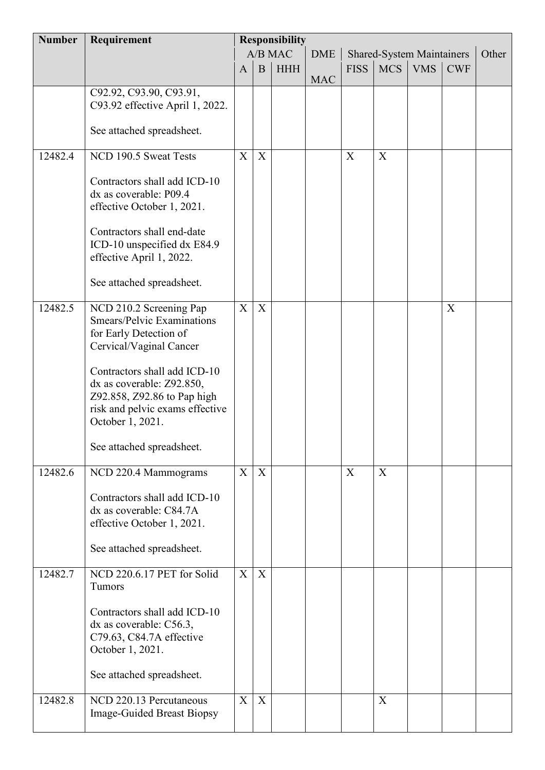| Number | Requirement | Responsibility | | | | | | | | |
|---|---|---|---|---|---|---|---|---|---|---|
| | | A/B MAC | | | DME | Shared-System Maintainers | | | | Other |
| | | A | B | HHH | MAC | FISS | MCS | VMS | CWF | |
| | C92.92, C93.90, C93.91, C93.92 effective April 1, 2022.<br><br>See attached spreadsheet. | | | | | | | | | |
| 12482.4 | NCD 190.5 Sweat Tests<br><br>Contractors shall add ICD-10 dx as coverable: P09.4 effective October 1, 2021.<br><br>Contractors shall end-date ICD-10 unspecified dx E84.9 effective April 1, 2022.<br><br>See attached spreadsheet. | X | X | | | X | X | | | |
| 12482.5 | NCD 210.2 Screening Pap Smears/Pelvic Examinations for Early Detection of Cervical/Vaginal Cancer<br><br>Contractors shall add ICD-10 dx as coverable: Z92.850, Z92.858, Z92.86 to Pap high risk and pelvic exams effective October 1, 2021.<br><br>See attached spreadsheet. | X | X | | | | | | X | |
| 12482.6 | NCD 220.4 Mammograms<br><br>Contractors shall add ICD-10 dx as coverable: C84.7A effective October 1, 2021.<br><br>See attached spreadsheet. | X | X | | | X | X | | | |
| 12482.7 | NCD 220.6.17 PET for Solid Tumors<br><br>Contractors shall add ICD-10 dx as coverable: C56.3, C79.63, C84.7A effective October 1, 2021.<br><br>See attached spreadsheet. | X | X | | | | | | | |
| 12482.8 | NCD 220.13 Percutaneous Image-Guided Breast Biopsy | X | X | | | | X | | | |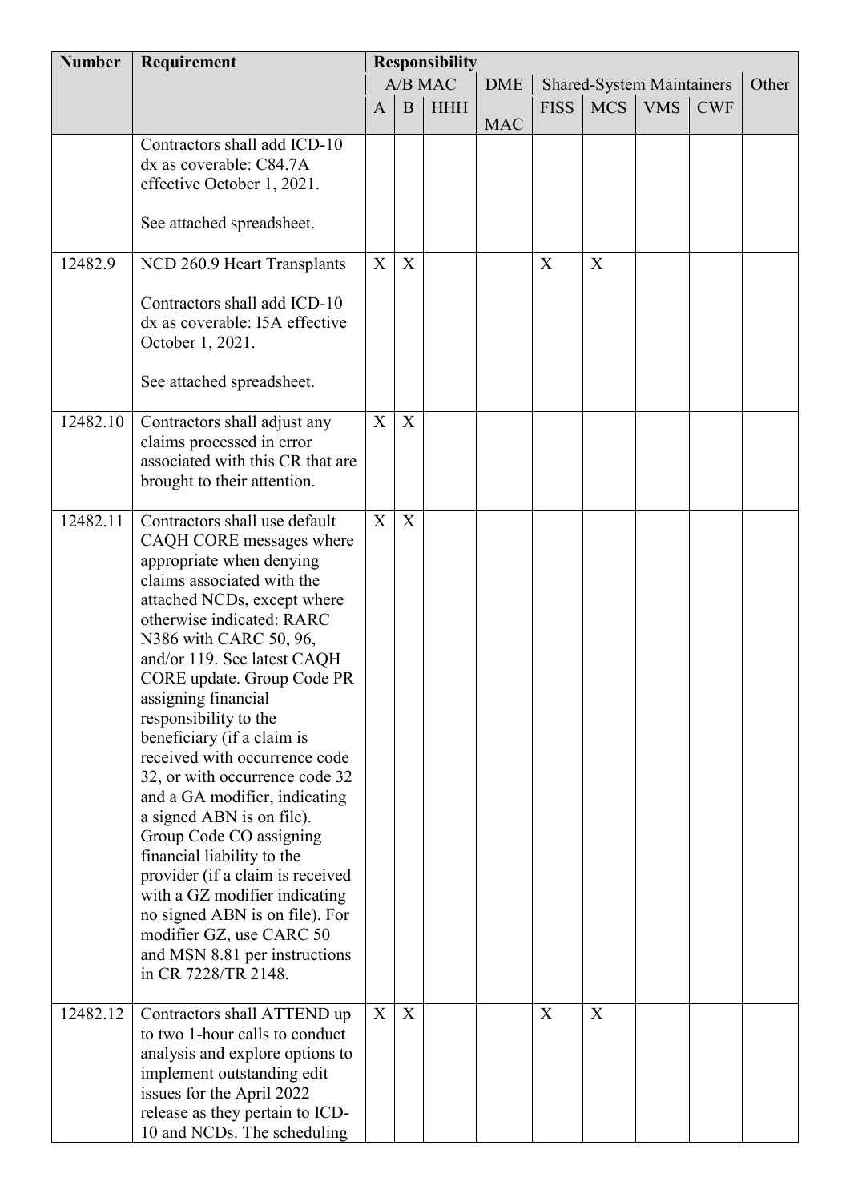| Number | Requirement | Responsibility | | | | | | | | |
|---|---|---|---|---|---|---|---|---|---|---|
| | | A/B MAC | | | DME | Shared-System Maintainers | | | | Other |
| | | A | B | HHH | MAC | FISS | MCS | VMS | CWF | |
| | Contractors shall add ICD-10 dx as coverable: C84.7A effective October 1, 2021.<br><br>See attached spreadsheet. | | | | | | | | | |
| 12482.9 | NCD 260.9 Heart Transplants<br><br>Contractors shall add ICD-10 dx as coverable: I5A effective October 1, 2021.<br><br>See attached spreadsheet. | X | X | | | X | X | | | |
| 12482.10 | Contractors shall adjust any claims processed in error associated with this CR that are brought to their attention. | X | X | | | | | | | |
| 12482.11 | Contractors shall use default CAQH CORE messages where appropriate when denying claims associated with the attached NCDs, except where otherwise indicated: RARC N386 with CARC 50, 96, and/or 119. See latest CAQH CORE update. Group Code PR assigning financial responsibility to the beneficiary (if a claim is received with occurrence code 32, or with occurrence code 32 and a GA modifier, indicating a signed ABN is on file). Group Code CO assigning financial liability to the provider (if a claim is received with a GZ modifier indicating no signed ABN is on file). For modifier GZ, use CARC 50 and MSN 8.81 per instructions in CR 7228/TR 2148. | X | X | | | | | | | |
| 12482.12 | Contractors shall ATTEND up to two 1-hour calls to conduct analysis and explore options to implement outstanding edit issues for the April 2022 release as they pertain to ICD-10 and NCDs. The scheduling | X | X | | | X | X | | | |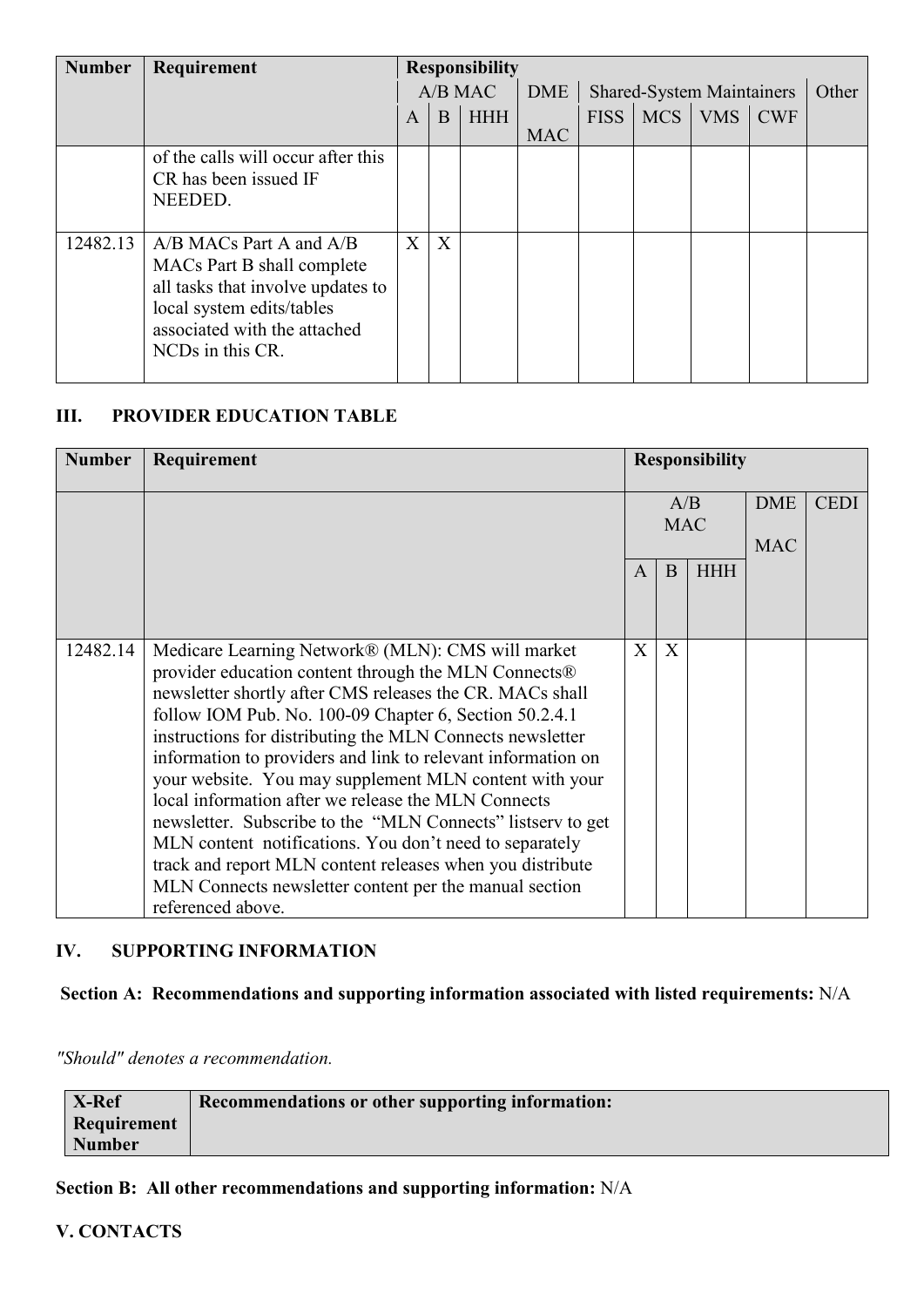| Number | Requirement | Responsibility | | | | | | | | | |
|---|---|---|---|---|---|---|---|---|---|---|---|
| | | A/B MAC | | | DME | Shared-System Maintainers | | | | Other |
| | | A | B | HHH | MAC | FISS | MCS | VMS | CWF | |
| | of the calls will occur after this CR has been issued IF NEEDED. | | | | | | | | | |
| 12482.13 | A/B MACs Part A and A/B MACs Part B shall complete all tasks that involve updates to local system edits/tables associated with the attached NCDs in this CR. | X | X | | | | | | | |

## III. PROVIDER EDUCATION TABLE

| Number | Requirement | Responsibility | | | | |
|---|---|---|---|---|---|---|
| | | A/B MAC | | | DME MAC | CEDI |
| | | A | B | HHH | | |
| 12482.14 | Medicare Learning Network® (MLN): CMS will market provider education content through the MLN Connects® newsletter shortly after CMS releases the CR. MACs shall follow IOM Pub. No. 100-09 Chapter 6, Section 50.2.4.1 instructions for distributing the MLN Connects newsletter information to providers and link to relevant information on your website. You may supplement MLN content with your local information after we release the MLN Connects newsletter. Subscribe to the "MLN Connects" listserv to get MLN content notifications. You don't need to separately track and report MLN content releases when you distribute MLN Connects newsletter content per the manual section referenced above. | X | X | | | |

## IV. SUPPORTING INFORMATION

**Section A: Recommendations and supporting information associated with listed requirements:** N/A

*"Should" denotes a recommendation.*

| X-Ref Requirement Number | Recommendations or other supporting information: |
|---|---|

**Section B: All other recommendations and supporting information:** N/A

## V. CONTACTS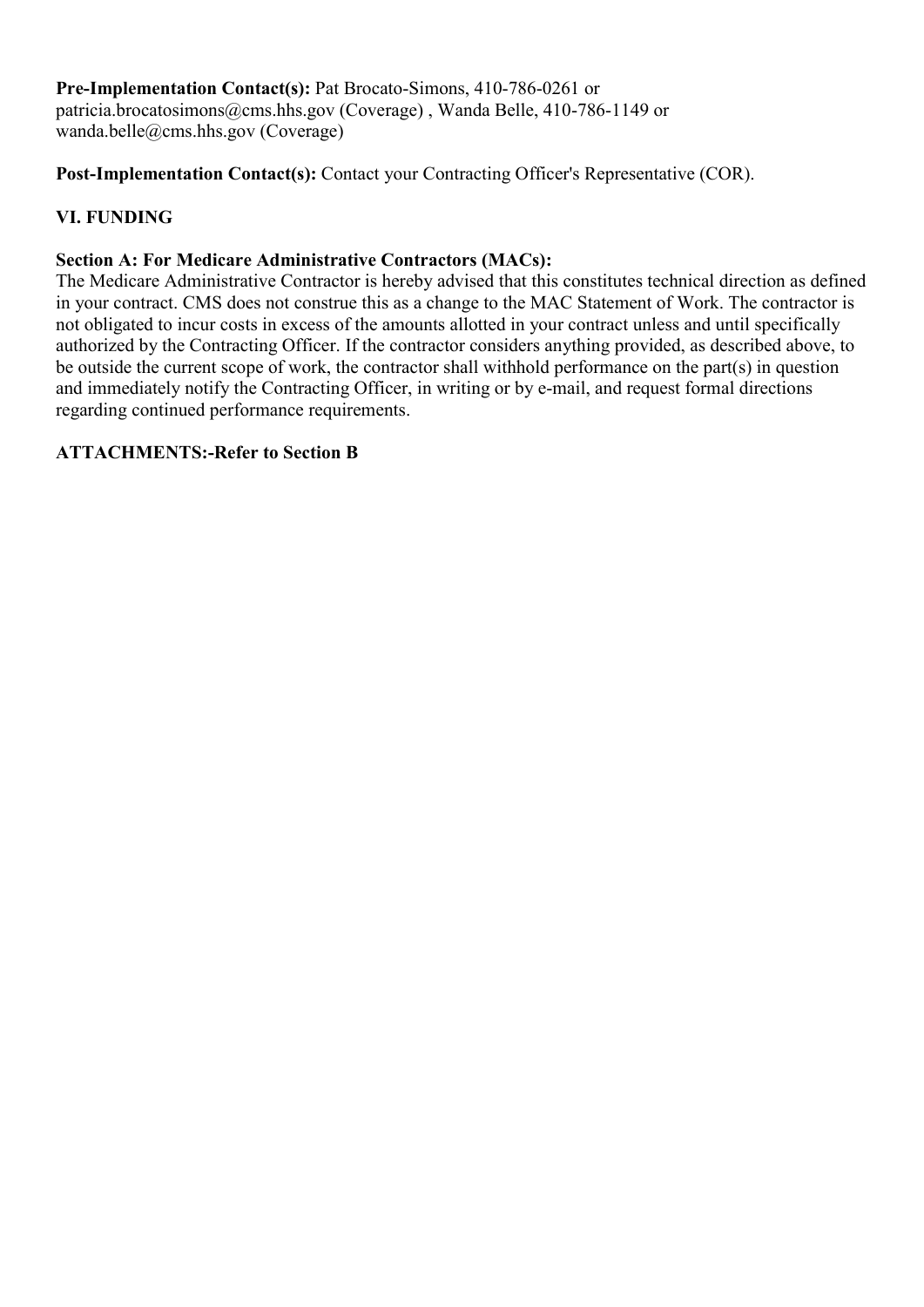**Pre-Implementation Contact(s):** Pat Brocato-Simons, 410-786-0261 or patricia.brocatosimons@cms.hhs.gov (Coverage) , Wanda Belle, 410-786-1149 or wanda.belle@cms.hhs.gov (Coverage)

**Post-Implementation Contact(s):** Contact your Contracting Officer's Representative (COR).

## VI. FUNDING

### Section A: For Medicare Administrative Contractors (MACs):

The Medicare Administrative Contractor is hereby advised that this constitutes technical direction as defined in your contract. CMS does not construe this as a change to the MAC Statement of Work. The contractor is not obligated to incur costs in excess of the amounts allotted in your contract unless and until specifically authorized by the Contracting Officer. If the contractor considers anything provided, as described above, to be outside the current scope of work, the contractor shall withhold performance on the part(s) in question and immediately notify the Contracting Officer, in writing or by e-mail, and request formal directions regarding continued performance requirements.

**ATTACHMENTS:-Refer to Section B**